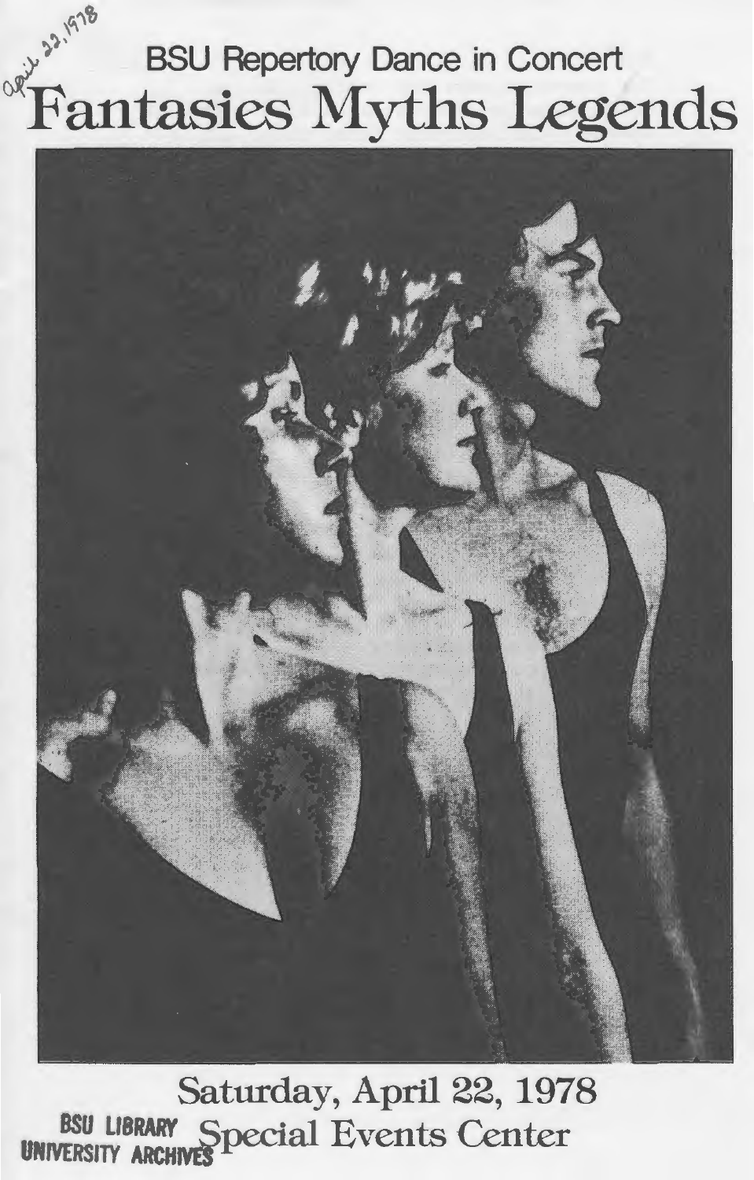April 22, 1978

BSU Repertory Dance in Concert

# Fantasies Myths Legends

Saturday, April 22, 1978

Special Events Center

BSU LIBRARY UNIVERSITY ARCHIVES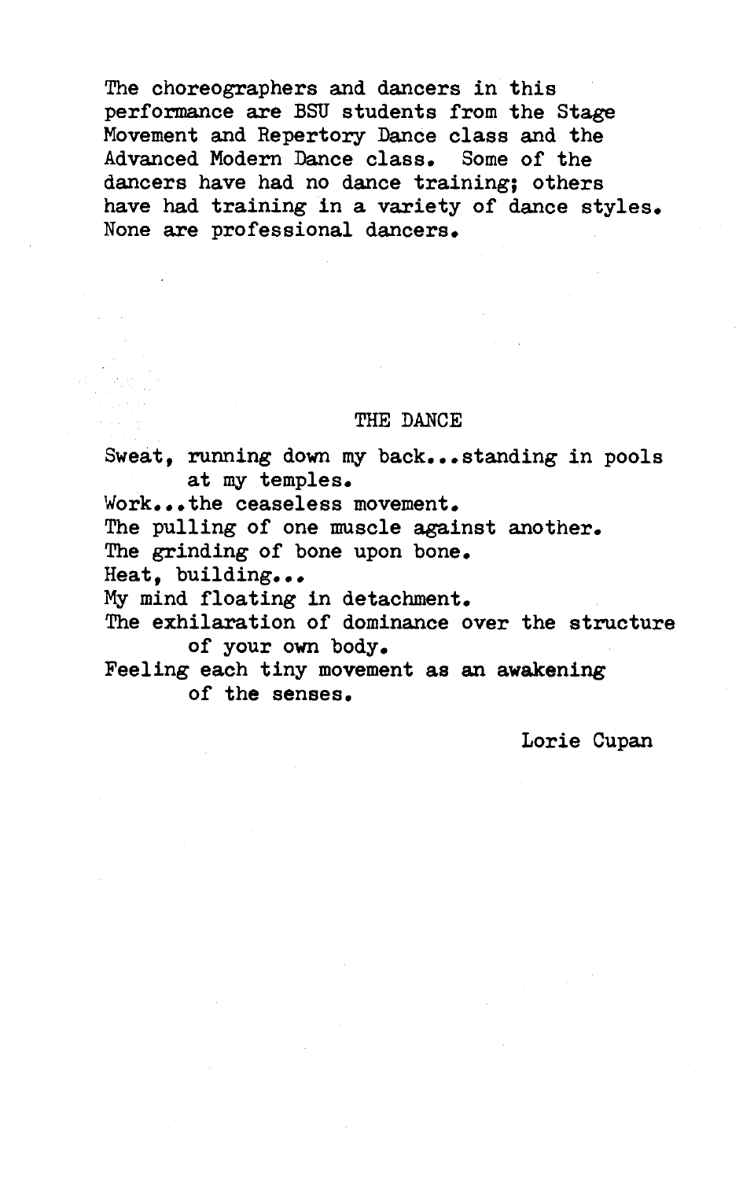The choreographers and dancers in this performance are BSU students from the Stage Movement and Repertory Dance class and the Advanced Modern Dance class. Some of the dancers have had no dance training; others have had training in a variety of dance styles. None are professional dancers.

## THE DANCE

Sweat, running down my back...standing in pools
at my temples.
Work...the ceaseless movement.
The pulling of one muscle against another.
The grinding of bone upon bone.
Heat, building...
My mind floating in detachment.
The exhilaration of dominance over the structure
of your own body.
Feeling each tiny movement as an awakening
of the senses.

Lorie Cupan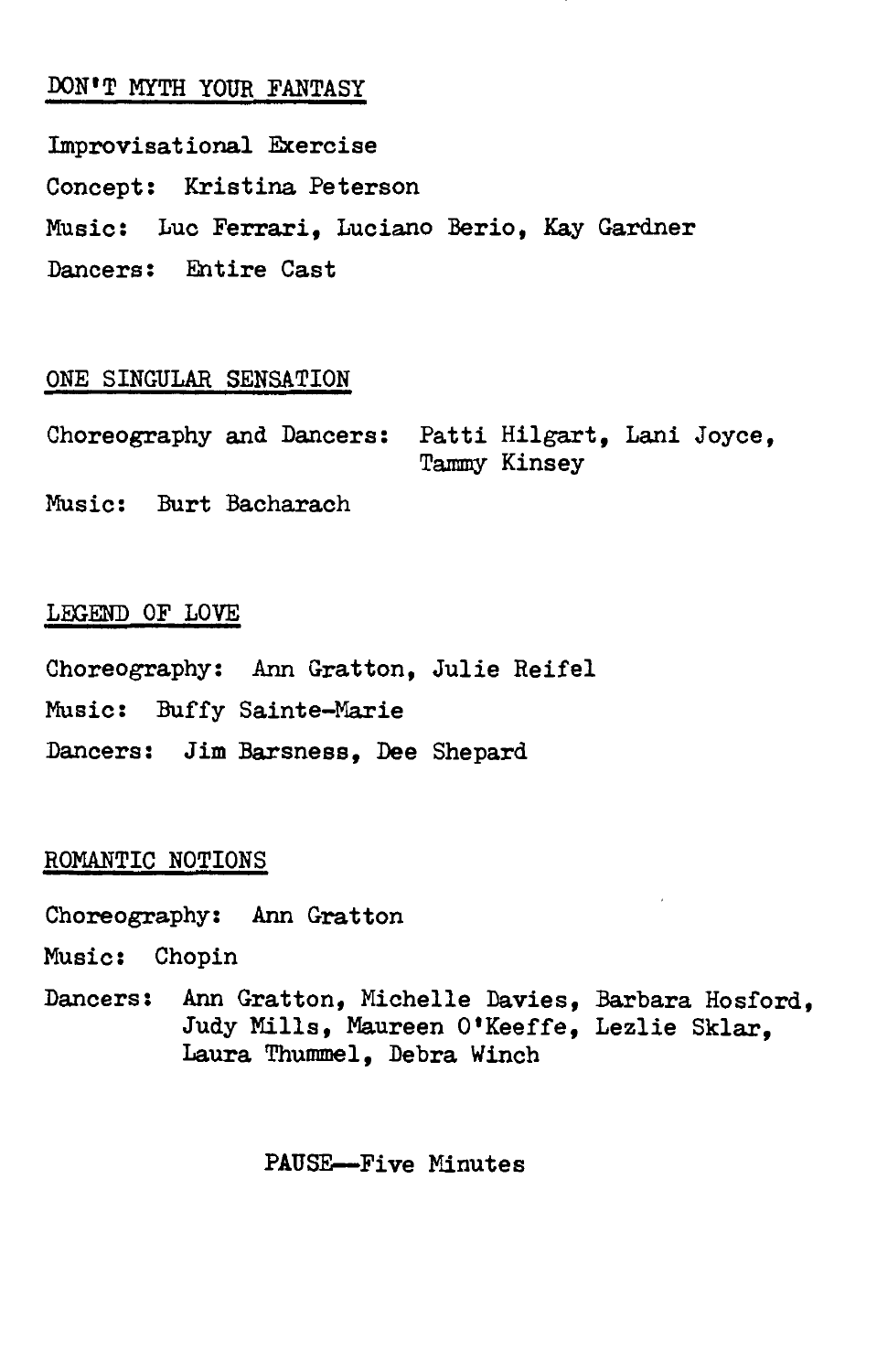## DON'T MYTH YOUR FANTASY

Improvisational Exercise

Concept: Kristina Peterson

Music: Luc Ferrari, Luciano Berio, Kay Gardner

Dancers: Entire Cast

## ONE SINGULAR SENSATION

Choreography and Dancers: Patti Hilgart, Lani Joyce, Tammy Kinsey

Music: Burt Bacharach

## LEGEND OF LOVE

Choreography: Ann Gratton, Julie Reifel

Music: Buffy Sainte-Marie

Dancers: Jim Barsness, Dee Shepard

## ROMANTIC NOTIONS

Choreography: Ann Gratton

Music: Chopin

Dancers: Ann Gratton, Michelle Davies, Barbara Hosford, Judy Mills, Maureen O'Keeffe, Lezlie Sklar, Laura Thummel, Debra Winch

PAUSE—Five Minutes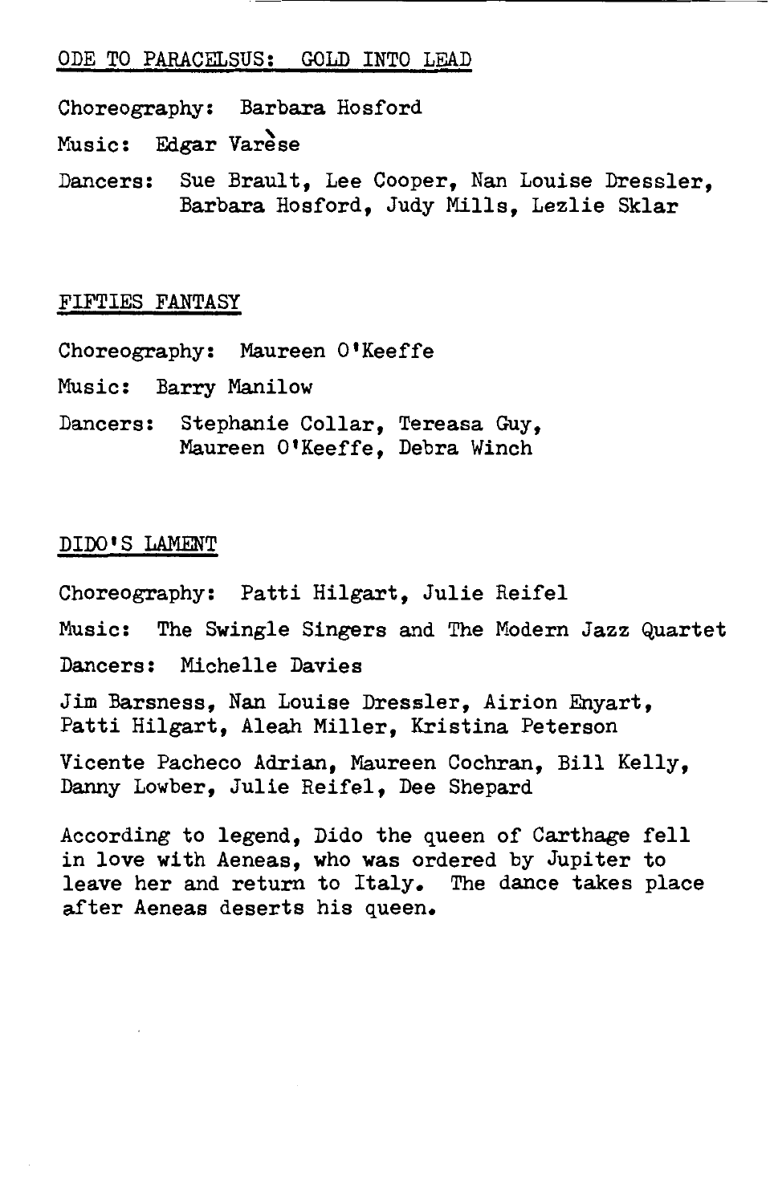## ODE TO PARACELSUS: GOLD INTO LEAD

Choreography: Barbara Hosford

Music: Edgar Varèse

Dancers: Sue Brault, Lee Cooper, Nan Louise Dressler, Barbara Hosford, Judy Mills, Lezlie Sklar

## FIFTIES FANTASY

Choreography: Maureen O'Keeffe

Music: Barry Manilow

Dancers: Stephanie Collar, Tereasa Guy, Maureen O'Keeffe, Debra Winch

## DIDO'S LAMENT

Choreography: Patti Hilgart, Julie Reifel

Music: The Swingle Singers and The Modern Jazz Quartet

Dancers: Michelle Davies

Jim Barsness, Nan Louise Dressler, Airion Enyart, Patti Hilgart, Aleah Miller, Kristina Peterson

Vicente Pacheco Adrian, Maureen Cochran, Bill Kelly, Danny Lowber, Julie Reifel, Dee Shepard

According to legend, Dido the queen of Carthage fell in love with Aeneas, who was ordered by Jupiter to leave her and return to Italy. The dance takes place after Aeneas deserts his queen.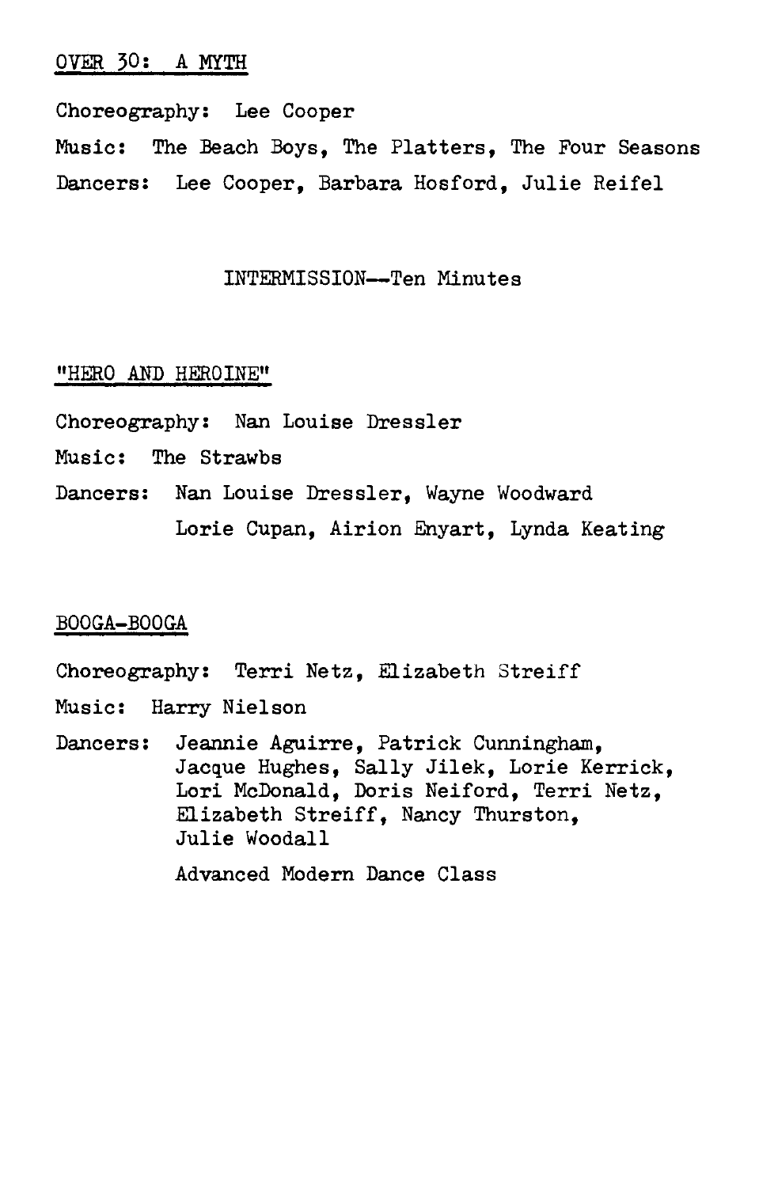## OVER 30: A MYTH

Choreography: Lee Cooper

Music: The Beach Boys, The Platters, The Four Seasons

Dancers: Lee Cooper, Barbara Hosford, Julie Reifel

INTERMISSION--Ten Minutes

## "HERO AND HEROINE"

Choreography: Nan Louise Dressler

Music: The Strawbs

Dancers: Nan Louise Dressler, Wayne Woodward
Lorie Cupan, Airion Enyart, Lynda Keating

## BOOGA-BOOGA

Choreography: Terri Netz, Elizabeth Streiff

Music: Harry Nielson

Dancers: Jeannie Aguirre, Patrick Cunningham, Jacque Hughes, Sally Jilek, Lorie Kerrick, Lori McDonald, Doris Neiford, Terri Netz, Elizabeth Streiff, Nancy Thurston, Julie Woodall

Advanced Modern Dance Class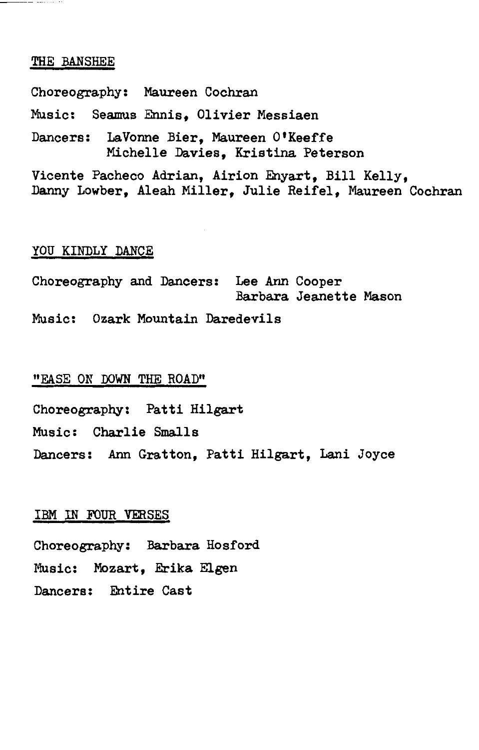## THE BANSHEE

Choreography: Maureen Cochran

Music: Seamus Ennis, Olivier Messiaen

Dancers: LaVonne Bier, Maureen O'Keeffe
Michelle Davies, Kristina Peterson

Vicente Pacheco Adrian, Airion Enyart, Bill Kelly, Danny Lowber, Aleah Miller, Julie Reifel, Maureen Cochran

## YOU KINDLY DANCE

Choreography and Dancers: Lee Ann Cooper
Barbara Jeanette Mason

Music: Ozark Mountain Daredevils

## "EASE ON DOWN THE ROAD"

Choreography: Patti Hilgart

Music: Charlie Smalls

Dancers: Ann Gratton, Patti Hilgart, Lani Joyce

## IBM IN FOUR VERSES

Choreography: Barbara Hosford

Music: Mozart, Erika Elgen

Dancers: Entire Cast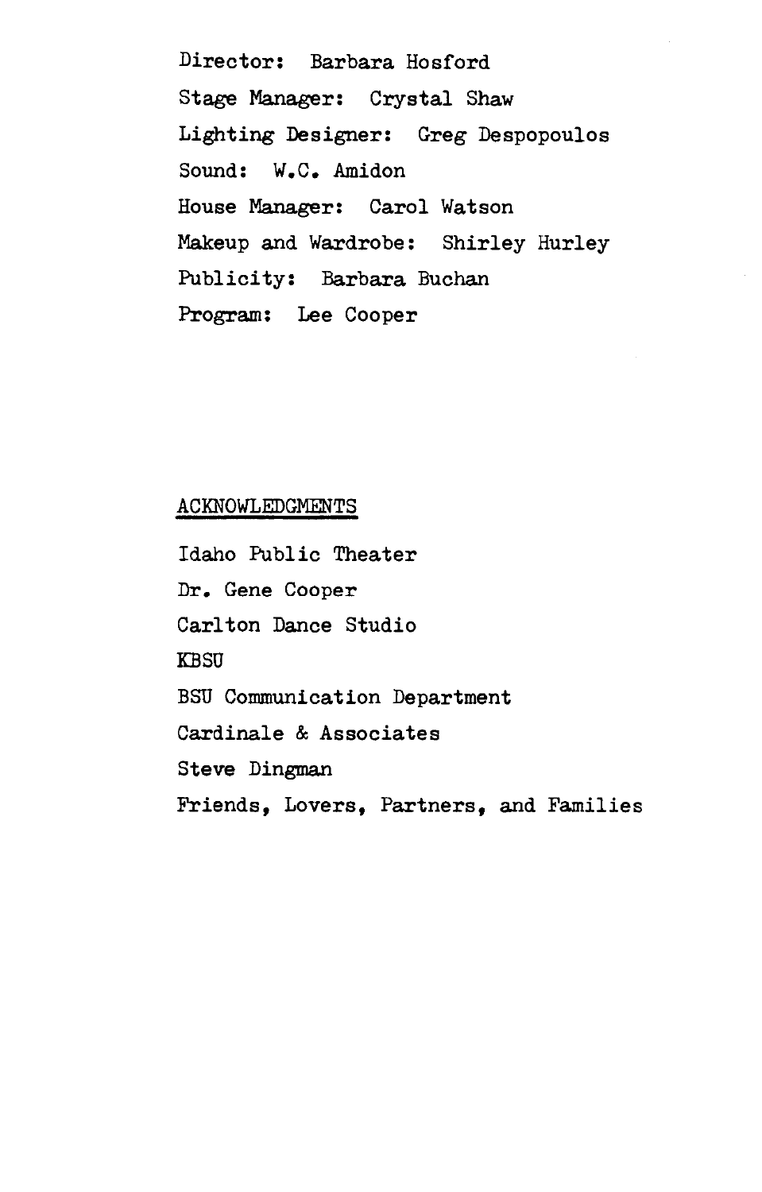Director: Barbara Hosford

Stage Manager: Crystal Shaw

Lighting Designer: Greg Despopoulos

Sound: W.C. Amidon

House Manager: Carol Watson

Makeup and Wardrobe: Shirley Hurley

Publicity: Barbara Buchan

Program: Lee Cooper

## ACKNOWLEDGMENTS

Idaho Public Theater

Dr. Gene Cooper

Carlton Dance Studio

KBSU

BSU Communication Department

Cardinale & Associates

Steve Dingman

Friends, Lovers, Partners, and Families